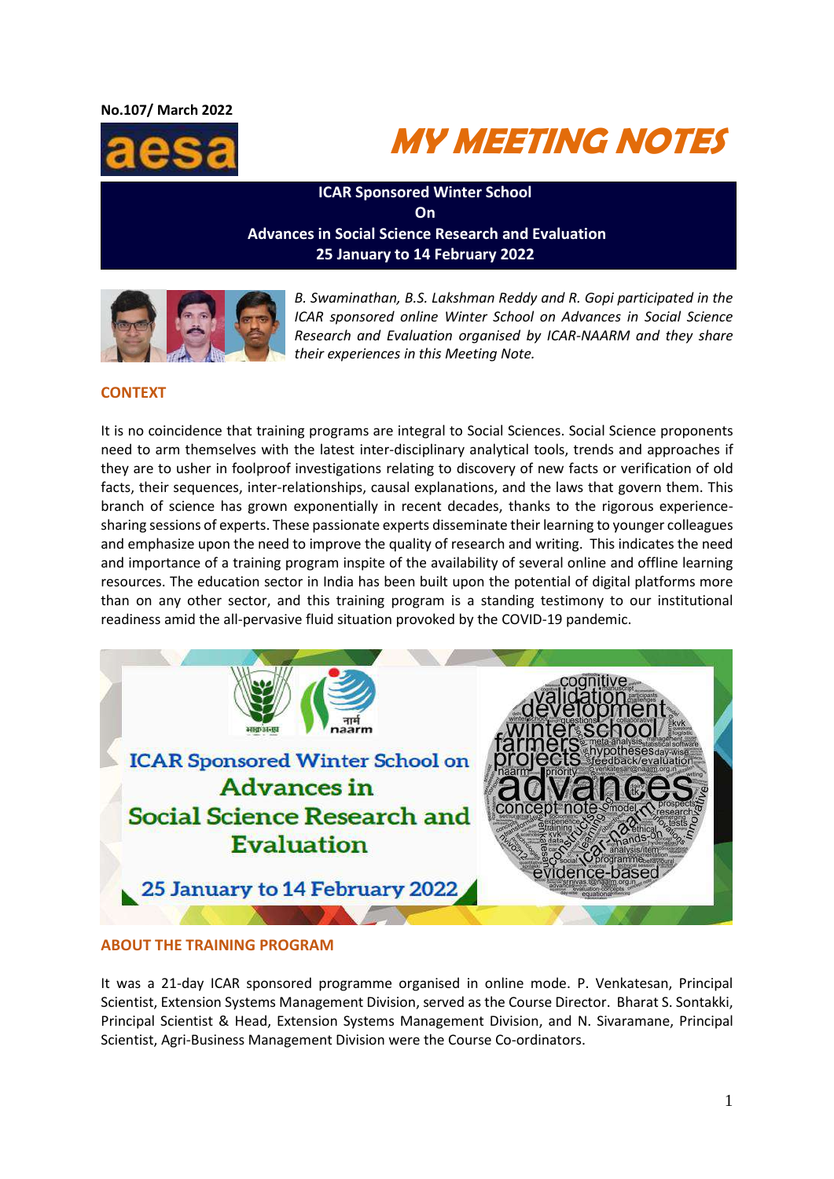No.107/ March 2022

# MY MEETING NOTES

**ICAR Sponsored Winter School**
**On**
**Advances in Social Science Research and Evaluation**
**25 January to 14 February 2022**

*B. Swaminathan, B.S. Lakshman Reddy and R. Gopi participated in the ICAR sponsored online Winter School on Advances in Social Science Research and Evaluation organised by ICAR-NAARM and they share their experiences in this Meeting Note.*

## CONTEXT

It is no coincidence that training programs are integral to Social Sciences. Social Science proponents need to arm themselves with the latest inter-disciplinary analytical tools, trends and approaches if they are to usher in foolproof investigations relating to discovery of new facts or verification of old facts, their sequences, inter-relationships, causal explanations, and the laws that govern them. This branch of science has grown exponentially in recent decades, thanks to the rigorous experience-sharing sessions of experts. These passionate experts disseminate their learning to younger colleagues and emphasize upon the need to improve the quality of research and writing. This indicates the need and importance of a training program inspite of the availability of several online and offline learning resources. The education sector in India has been built upon the potential of digital platforms more than on any other sector, and this training program is a standing testimony to our institutional readiness amid the all-pervasive fluid situation provoked by the COVID-19 pandemic.

## ABOUT THE TRAINING PROGRAM

It was a 21-day ICAR sponsored programme organised in online mode. P. Venkatesan, Principal Scientist, Extension Systems Management Division, served as the Course Director. Bharat S. Sontakki, Principal Scientist & Head, Extension Systems Management Division, and N. Sivaramane, Principal Scientist, Agri-Business Management Division were the Course Co-ordinators.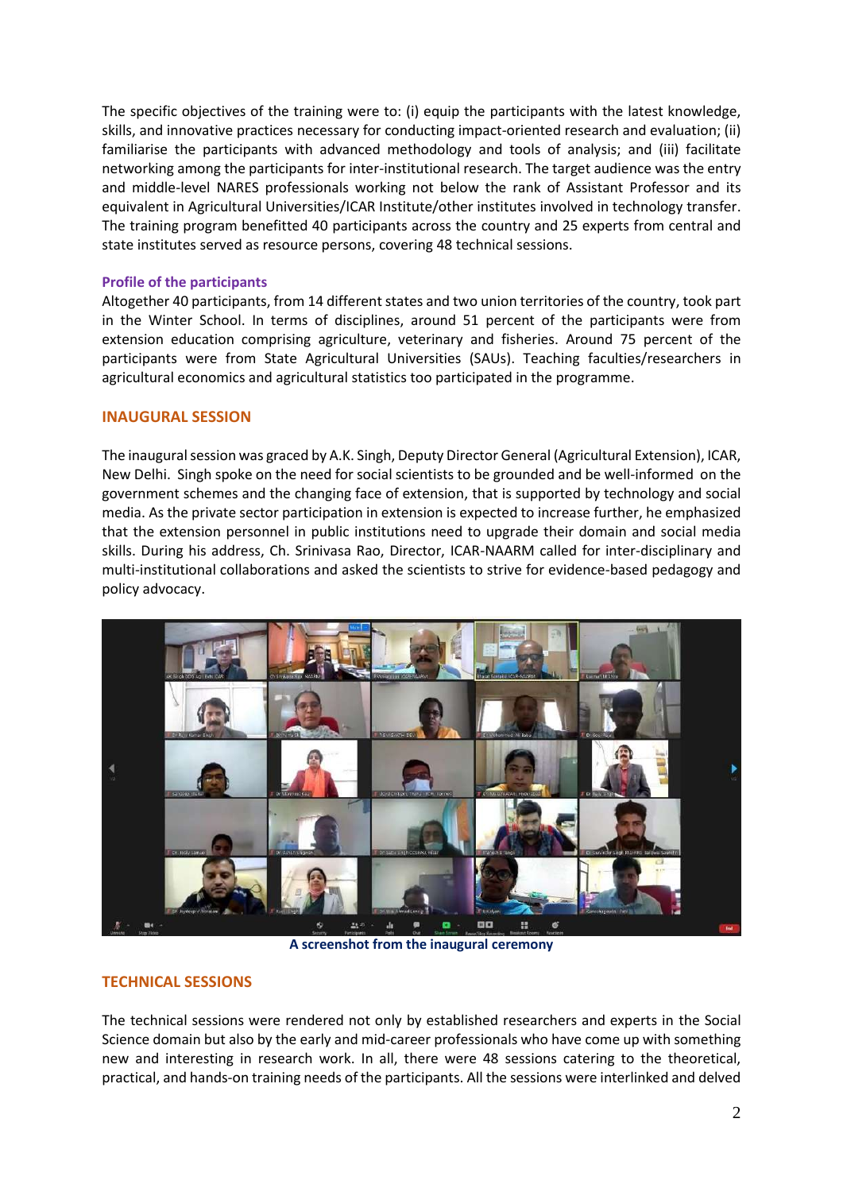The specific objectives of the training were to: (i) equip the participants with the latest knowledge, skills, and innovative practices necessary for conducting impact-oriented research and evaluation; (ii) familiarise the participants with advanced methodology and tools of analysis; and (iii) facilitate networking among the participants for inter-institutional research. The target audience was the entry and middle-level NARES professionals working not below the rank of Assistant Professor and its equivalent in Agricultural Universities/ICAR Institute/other institutes involved in technology transfer. The training program benefitted 40 participants across the country and 25 experts from central and state institutes served as resource persons, covering 48 technical sessions.

### Profile of the participants

Altogether 40 participants, from 14 different states and two union territories of the country, took part in the Winter School. In terms of disciplines, around 51 percent of the participants were from extension education comprising agriculture, veterinary and fisheries. Around 75 percent of the participants were from State Agricultural Universities (SAUs). Teaching faculties/researchers in agricultural economics and agricultural statistics too participated in the programme.

## INAUGURAL SESSION

The inaugural session was graced by A.K. Singh, Deputy Director General (Agricultural Extension), ICAR, New Delhi. Singh spoke on the need for social scientists to be grounded and be well-informed on the government schemes and the changing face of extension, that is supported by technology and social media. As the private sector participation in extension is expected to increase further, he emphasized that the extension personnel in public institutions need to upgrade their domain and social media skills. During his address, Ch. Srinivasa Rao, Director, ICAR-NAARM called for inter-disciplinary and multi-institutional collaborations and asked the scientists to strive for evidence-based pedagogy and policy advocacy.

A screenshot from the inaugural ceremony

## TECHNICAL SESSIONS

The technical sessions were rendered not only by established researchers and experts in the Social Science domain but also by the early and mid-career professionals who have come up with something new and interesting in research work. In all, there were 48 sessions catering to the theoretical, practical, and hands-on training needs of the participants. All the sessions were interlinked and delved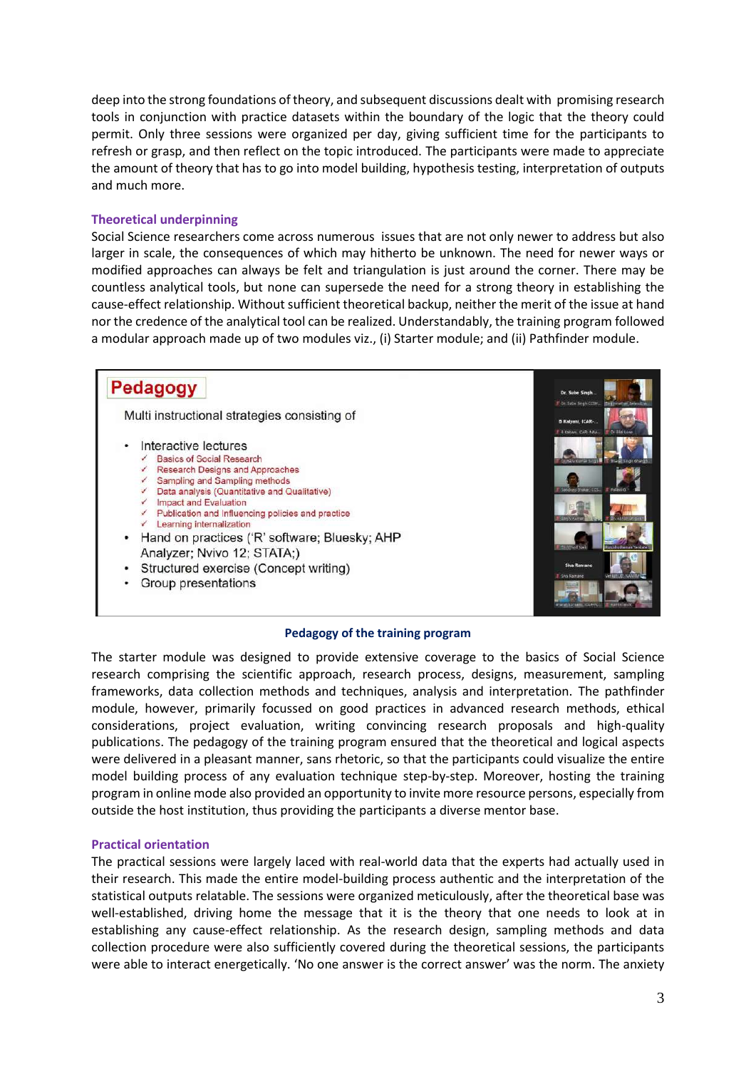deep into the strong foundations of theory, and subsequent discussions dealt with promising research tools in conjunction with practice datasets within the boundary of the logic that the theory could permit. Only three sessions were organized per day, giving sufficient time for the participants to refresh or grasp, and then reflect on the topic introduced. The participants were made to appreciate the amount of theory that has to go into model building, hypothesis testing, interpretation of outputs and much more.

### Theoretical underpinning

Social Science researchers come across numerous issues that are not only newer to address but also larger in scale, the consequences of which may hitherto be unknown. The need for newer ways or modified approaches can always be felt and triangulation is just around the corner. There may be countless analytical tools, but none can supersede the need for a strong theory in establishing the cause-effect relationship. Without sufficient theoretical backup, neither the merit of the issue at hand nor the credence of the analytical tool can be realized. Understandably, the training program followed a modular approach made up of two modules viz., (i) Starter module; and (ii) Pathfinder module.

**Pedagogy**

Multi instructional strategies consisting of

- Interactive lectures
  - ✓ Basics of Social Research
  - ✓ Research Designs and Approaches
  - ✓ Sampling and Sampling methods
  - ✓ Data analysis (Quantitative and Qualitative)
  - ✓ Impact and Evaluation
  - ✓ Publication and Influencing policies and practice
  - ✓ Learning internalization
- Hand on practices ('R' software; Bluesky; AHP Analyzer; Nvivo 12; STATA;)
- Structured exercise (Concept writing)
- Group presentations

**Pedagogy of the training program**

The starter module was designed to provide extensive coverage to the basics of Social Science research comprising the scientific approach, research process, designs, measurement, sampling frameworks, data collection methods and techniques, analysis and interpretation. The pathfinder module, however, primarily focussed on good practices in advanced research methods, ethical considerations, project evaluation, writing convincing research proposals and high-quality publications. The pedagogy of the training program ensured that the theoretical and logical aspects were delivered in a pleasant manner, sans rhetoric, so that the participants could visualize the entire model building process of any evaluation technique step-by-step. Moreover, hosting the training program in online mode also provided an opportunity to invite more resource persons, especially from outside the host institution, thus providing the participants a diverse mentor base.

### Practical orientation

The practical sessions were largely laced with real-world data that the experts had actually used in their research. This made the entire model-building process authentic and the interpretation of the statistical outputs relatable. The sessions were organized meticulously, after the theoretical base was well-established, driving home the message that it is the theory that one needs to look at in establishing any cause-effect relationship. As the research design, sampling methods and data collection procedure were also sufficiently covered during the theoretical sessions, the participants were able to interact energetically. 'No one answer is the correct answer' was the norm. The anxiety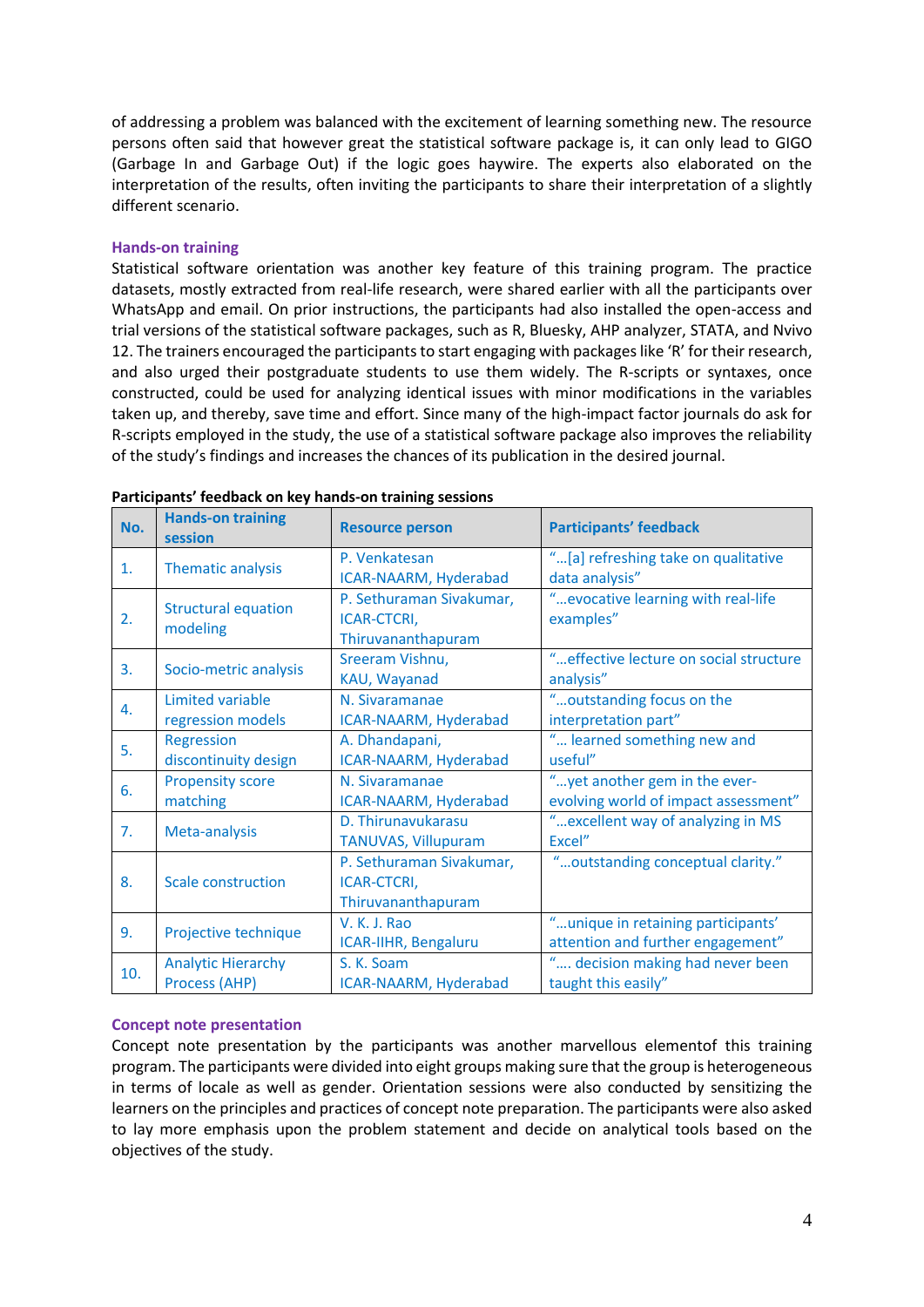of addressing a problem was balanced with the excitement of learning something new. The resource persons often said that however great the statistical software package is, it can only lead to GIGO (Garbage In and Garbage Out) if the logic goes haywire. The experts also elaborated on the interpretation of the results, often inviting the participants to share their interpretation of a slightly different scenario.

### Hands-on training

Statistical software orientation was another key feature of this training program. The practice datasets, mostly extracted from real-life research, were shared earlier with all the participants over WhatsApp and email. On prior instructions, the participants had also installed the open-access and trial versions of the statistical software packages, such as R, Bluesky, AHP analyzer, STATA, and Nvivo 12. The trainers encouraged the participants to start engaging with packages like 'R' for their research, and also urged their postgraduate students to use them widely. The R-scripts or syntaxes, once constructed, could be used for analyzing identical issues with minor modifications in the variables taken up, and thereby, save time and effort. Since many of the high-impact factor journals do ask for R-scripts employed in the study, the use of a statistical software package also improves the reliability of the study's findings and increases the chances of its publication in the desired journal.

**Participants' feedback on key hands-on training sessions**

| No. | Hands-on training session | Resource person | Participants' feedback |
|---|---|---|---|
| 1. | Thematic analysis | P. Venkatesan ICAR-NAARM, Hyderabad | "…[a] refreshing take on qualitative data analysis" |
| 2. | Structural equation modeling | P. Sethuraman Sivakumar, ICAR-CTCRI, Thiruvananthapuram | "…evocative learning with real-life examples" |
| 3. | Socio-metric analysis | Sreeram Vishnu, KAU, Wayanad | "…effective lecture on social structure analysis" |
| 4. | Limited variable regression models | N. Sivaramanae ICAR-NAARM, Hyderabad | "…outstanding focus on the interpretation part" |
| 5. | Regression discontinuity design | A. Dhandapani, ICAR-NAARM, Hyderabad | "… learned something new and useful" |
| 6. | Propensity score matching | N. Sivaramanae ICAR-NAARM, Hyderabad | "…yet another gem in the ever-evolving world of impact assessment" |
| 7. | Meta-analysis | D. Thirunavukarasu TANUVAS, Villupuram | "…excellent way of analyzing in MS Excel" |
| 8. | Scale construction | P. Sethuraman Sivakumar, ICAR-CTCRI, Thiruvananthapuram | "…outstanding conceptual clarity." |
| 9. | Projective technique | V. K. J. Rao ICAR-IIHR, Bengaluru | "…unique in retaining participants' attention and further engagement" |
| 10. | Analytic Hierarchy Process (AHP) | S. K. Soam ICAR-NAARM, Hyderabad | "…. decision making had never been taught this easily" |

### Concept note presentation

Concept note presentation by the participants was another marvellous elementof this training program. The participants were divided into eight groups making sure that the group is heterogeneous in terms of locale as well as gender. Orientation sessions were also conducted by sensitizing the learners on the principles and practices of concept note preparation. The participants were also asked to lay more emphasis upon the problem statement and decide on analytical tools based on the objectives of the study.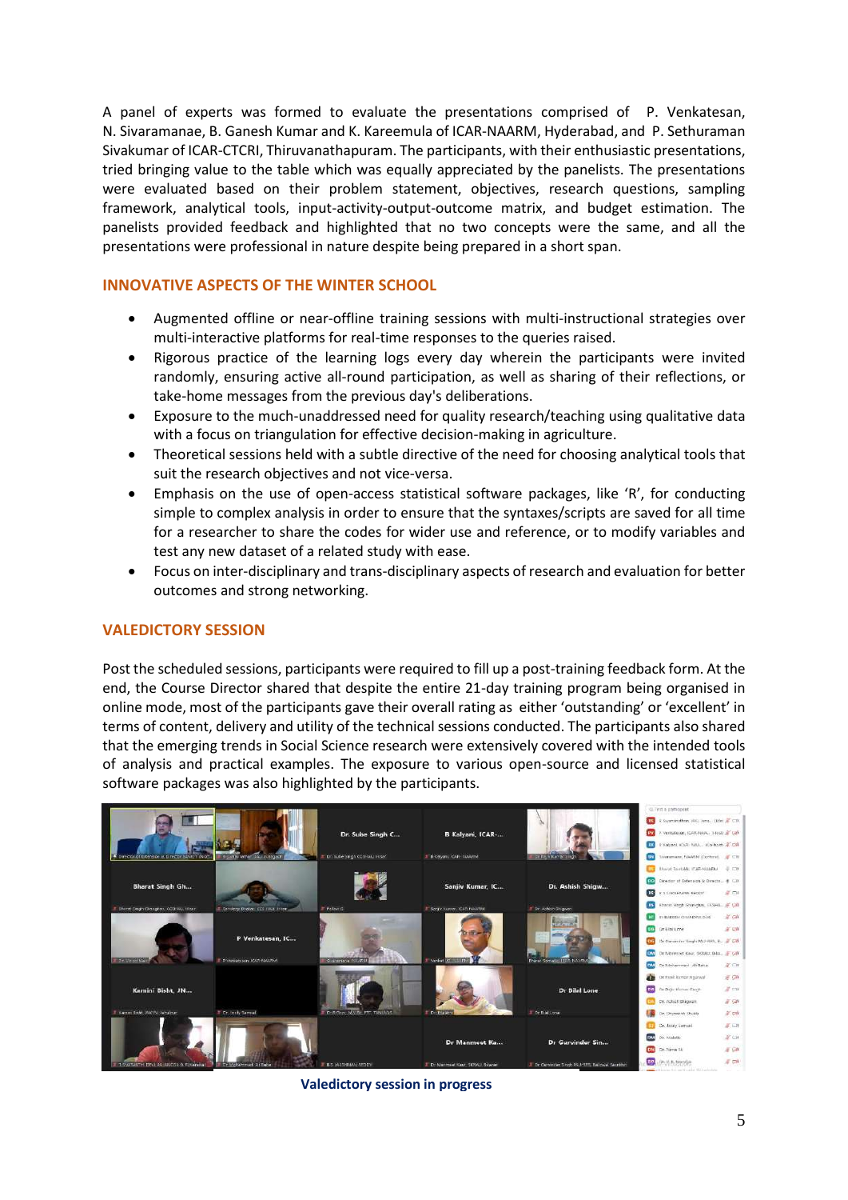A panel of experts was formed to evaluate the presentations comprised of P. Venkatesan, N. Sivaramanae, B. Ganesh Kumar and K. Kareemula of ICAR-NAARM, Hyderabad, and P. Sethuraman Sivakumar of ICAR-CTCRI, Thiruvanathapuram. The participants, with their enthusiastic presentations, tried bringing value to the table which was equally appreciated by the panelists. The presentations were evaluated based on their problem statement, objectives, research questions, sampling framework, analytical tools, input-activity-output-outcome matrix, and budget estimation. The panelists provided feedback and highlighted that no two concepts were the same, and all the presentations were professional in nature despite being prepared in a short span.

## INNOVATIVE ASPECTS OF THE WINTER SCHOOL

- Augmented offline or near-offline training sessions with multi-instructional strategies over multi-interactive platforms for real-time responses to the queries raised.
- Rigorous practice of the learning logs every day wherein the participants were invited randomly, ensuring active all-round participation, as well as sharing of their reflections, or take-home messages from the previous day's deliberations.
- Exposure to the much-unaddressed need for quality research/teaching using qualitative data with a focus on triangulation for effective decision-making in agriculture.
- Theoretical sessions held with a subtle directive of the need for choosing analytical tools that suit the research objectives and not vice-versa.
- Emphasis on the use of open-access statistical software packages, like 'R', for conducting simple to complex analysis in order to ensure that the syntaxes/scripts are saved for all time for a researcher to share the codes for wider use and reference, or to modify variables and test any new dataset of a related study with ease.
- Focus on inter-disciplinary and trans-disciplinary aspects of research and evaluation for better outcomes and strong networking.

## VALEDICTORY SESSION

Post the scheduled sessions, participants were required to fill up a post-training feedback form. At the end, the Course Director shared that despite the entire 21-day training program being organised in online mode, most of the participants gave their overall rating as either 'outstanding' or 'excellent' in terms of content, delivery and utility of the technical sessions conducted. The participants also shared that the emerging trends in Social Science research were extensively covered with the intended tools of analysis and practical examples. The exposure to various open-source and licensed statistical software packages was also highlighted by the participants.

**Valedictory session in progress**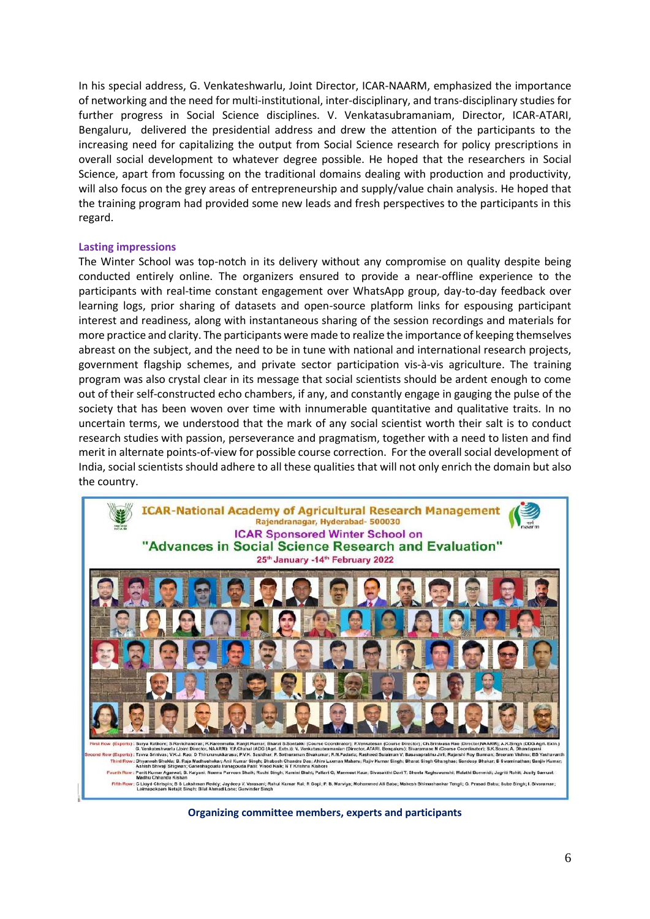In his special address, G. Venkateshwarlu, Joint Director, ICAR-NAARM, emphasized the importance of networking and the need for multi-institutional, inter-disciplinary, and trans-disciplinary studies for further progress in Social Science disciplines. V. Venkatasubramaniam, Director, ICAR-ATARI, Bengaluru, delivered the presidential address and drew the attention of the participants to the increasing need for capitalizing the output from Social Science research for policy prescriptions in overall social development to whatever degree possible. He hoped that the researchers in Social Science, apart from focussing on the traditional domains dealing with production and productivity, will also focus on the grey areas of entrepreneurship and supply/value chain analysis. He hoped that the training program had provided some new leads and fresh perspectives to the participants in this regard.

### Lasting impressions

The Winter School was top-notch in its delivery without any compromise on quality despite being conducted entirely online. The organizers ensured to provide a near-offline experience to the participants with real-time constant engagement over WhatsApp group, day-to-day feedback over learning logs, prior sharing of datasets and open-source platform links for espousing participant interest and readiness, along with instantaneous sharing of the session recordings and materials for more practice and clarity. The participants were made to realize the importance of keeping themselves abreast on the subject, and the need to be in tune with national and international research projects, government flagship schemes, and private sector participation vis-à-vis agriculture. The training program was also crystal clear in its message that social scientists should be ardent enough to come out of their self-constructed echo chambers, if any, and constantly engage in gauging the pulse of the society that has been woven over time with innumerable quantitative and qualitative traits. In no uncertain terms, we understood that the mark of any social scientist worth their salt is to conduct research studies with passion, perseverance and pragmatism, together with a need to listen and find merit in alternate points-of-view for possible course correction. For the overall social development of India, social scientists should adhere to all these qualities that will not only enrich the domain but also the country.

**Organizing committee members, experts and participants**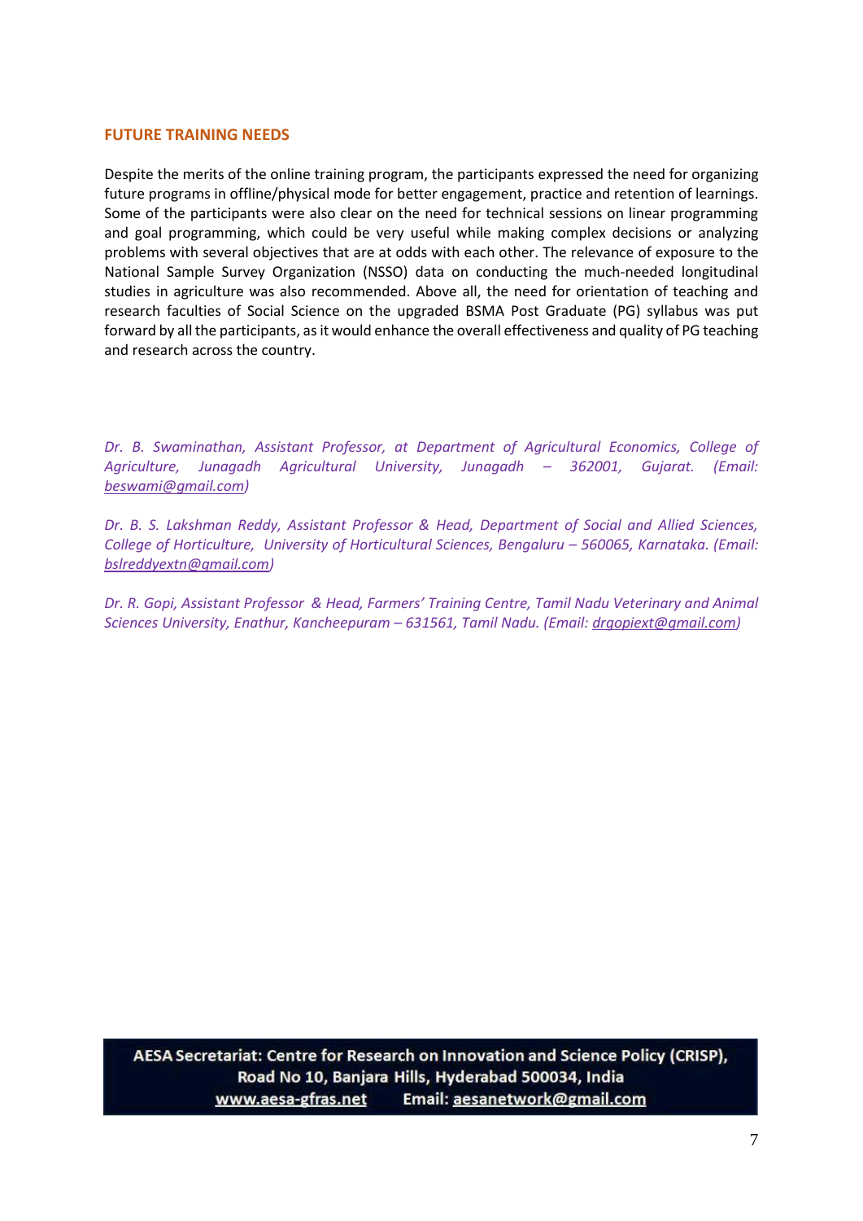## FUTURE TRAINING NEEDS

Despite the merits of the online training program, the participants expressed the need for organizing future programs in offline/physical mode for better engagement, practice and retention of learnings. Some of the participants were also clear on the need for technical sessions on linear programming and goal programming, which could be very useful while making complex decisions or analyzing problems with several objectives that are at odds with each other. The relevance of exposure to the National Sample Survey Organization (NSSO) data on conducting the much-needed longitudinal studies in agriculture was also recommended. Above all, the need for orientation of teaching and research faculties of Social Science on the upgraded BSMA Post Graduate (PG) syllabus was put forward by all the participants, as it would enhance the overall effectiveness and quality of PG teaching and research across the country.

*Dr. B. Swaminathan, Assistant Professor, at Department of Agricultural Economics, College of Agriculture, Junagadh Agricultural University, Junagadh – 362001, Gujarat. (Email: beswami@gmail.com)*

*Dr. B. S. Lakshman Reddy, Assistant Professor & Head, Department of Social and Allied Sciences, College of Horticulture, University of Horticultural Sciences, Bengaluru – 560065, Karnataka. (Email: bslreddyextn@gmail.com)*

*Dr. R. Gopi, Assistant Professor & Head, Farmers' Training Centre, Tamil Nadu Veterinary and Animal Sciences University, Enathur, Kancheepuram – 631561, Tamil Nadu. (Email: drgopiext@gmail.com)*

**AESA Secretariat: Centre for Research on Innovation and Science Policy (CRISP), Road No 10, Banjara Hills, Hyderabad 500034, India**
**www.aesa-gfras.net Email: aesanetwork@gmail.com**